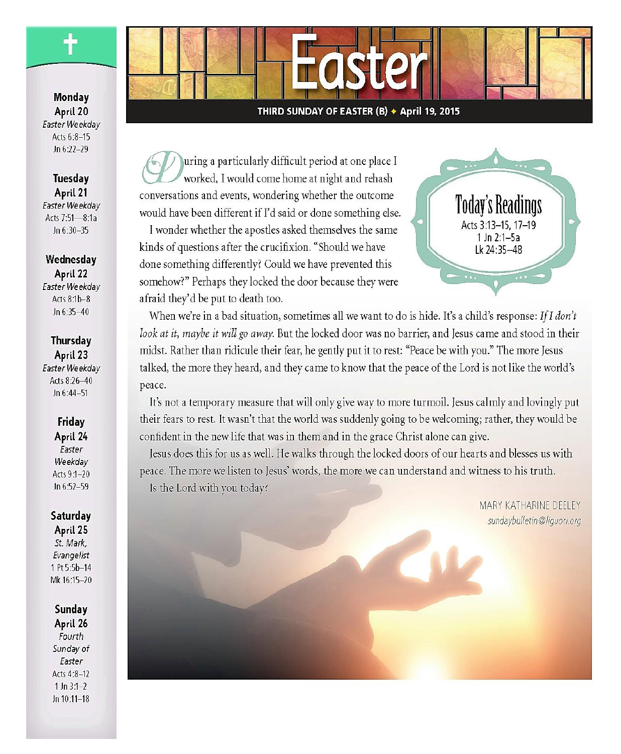# Easter

**THIRD SUNDAY OF EASTER (B) ✦ April 19, 2015**

## Today's Readings

Acts 3:13–15, 17–19
1 Jn 2:1–5a
Lk 24:35–48

During a particularly difficult period at one place I worked, I would come home at night and rehash conversations and events, wondering whether the outcome would have been different if I'd said or done something else.

I wonder whether the apostles asked themselves the same kinds of questions after the crucifixion. "Should we have done something differently? Could we have prevented this somehow?" Perhaps they locked the door because they were afraid they'd be put to death too.

When we're in a bad situation, sometimes all we want to do is hide. It's a child's response: *If I don't look at it, maybe it will go away.* But the locked door was no barrier, and Jesus came and stood in their midst. Rather than ridicule their fear, he gently put it to rest: "Peace be with you." The more Jesus talked, the more they heard, and they came to know that the peace of the Lord is not like the world's peace.

It's not a temporary measure that will only give way to more turmoil. Jesus calmly and lovingly put their fears to rest. It wasn't that the world was suddenly going to be welcoming; rather, they would be confident in the new life that was in them and in the grace Christ alone can give.

Jesus does this for us as well. He walks through the locked doors of our hearts and blesses us with peace. The more we listen to Jesus' words, the more we can understand and witness to his truth.

Is the Lord with you today?

MARY KATHARINE DEELEY
*sundaybulletin@liguori.org*

---

**Monday April 20**
*Easter Weekday*
Acts 6:8–15
Jn 6:22–29

**Tuesday April 21**
*Easter Weekday*
Acts 7:51—8:1a
Jn 6:30–35

**Wednesday April 22**
*Easter Weekday*
Acts 8:1b–8
Jn 6:35–40

**Thursday April 23**
*Easter Weekday*
Acts 8:26–40
Jn 6:44–51

**Friday April 24**
*Easter Weekday*
Acts 9:1–20
Jn 6:52–59

**Saturday April 25**
*St. Mark, Evangelist*
1 Pt 5:5b–14
Mk 16:15–20

**Sunday April 26**
*Fourth Sunday of Easter*
Acts 4:8–12
1 Jn 3:1–2
Jn 10:11–18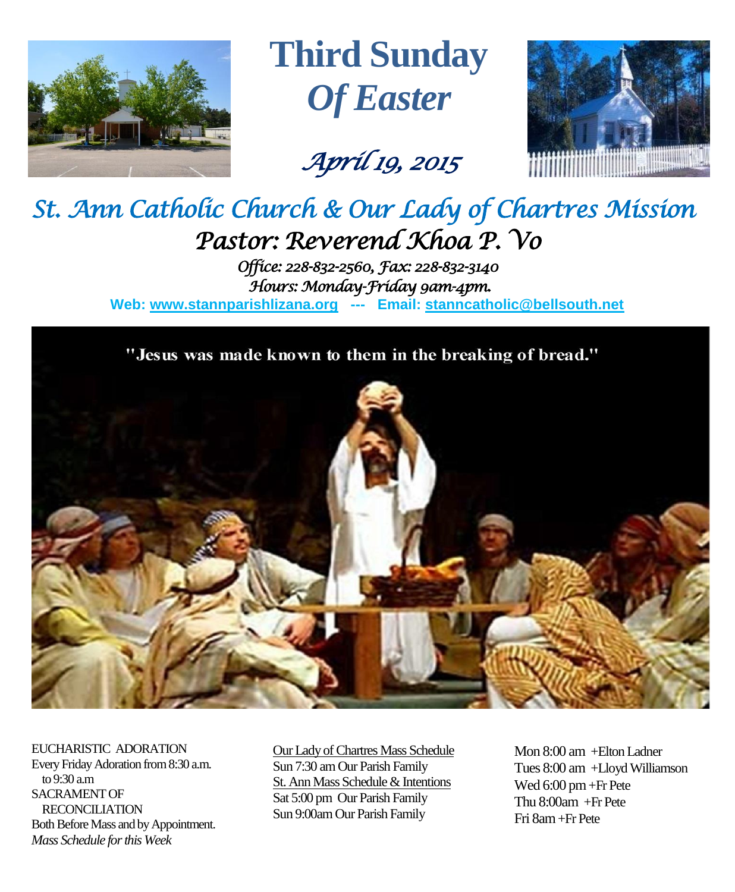# Third Sunday *Of Easter*

*April 19, 2015*

## *St. Ann Catholic Church & Our Lady of Chartres Mission*

### *Pastor: Reverend Khoa P. Vo*

*Office: 228-832-2560, Fax: 228-832-3140*
*Hours: Monday-Friday 9am-4pm.*

**Web: www.stannparishlizana.org --- Email: stanncatholic@bellsouth.net**

"Jesus was made known to them in the breaking of bread."

EUCHARISTIC ADORATION
Every Friday Adoration from 8:30 a.m. to 9:30 a.m

SACRAMENT OF RECONCILIATION
Both Before Mass and by Appointment.

*Mass Schedule for this Week*

Our Lady of Chartres Mass Schedule
Sun 7:30 am Our Parish Family

St. Ann Mass Schedule & Intentions
Sat 5:00 pm Our Parish Family
Sun 9:00am Our Parish Family

Mon 8:00 am +Elton Ladner
Tues 8:00 am +Lloyd Williamson
Wed 6:00 pm +Fr Pete
Thu 8:00am +Fr Pete
Fri 8am +Fr Pete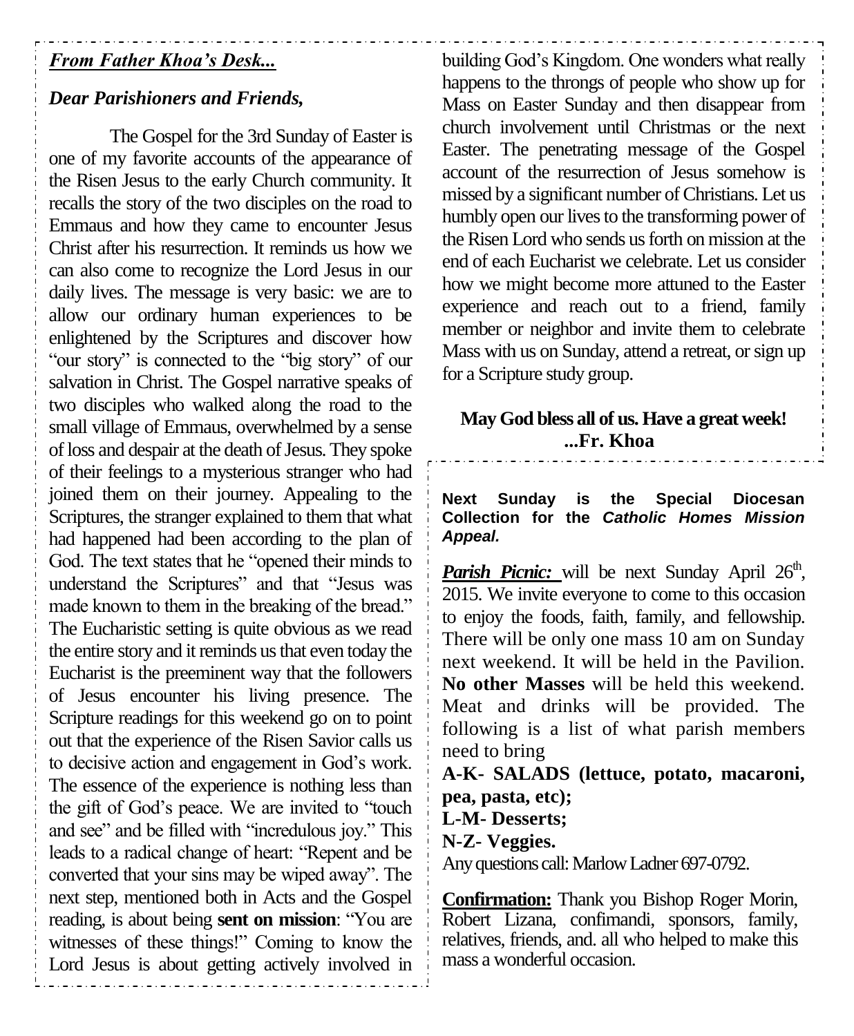***From Father Khoa's Desk...***

***Dear Parishioners and Friends,***

The Gospel for the 3rd Sunday of Easter is one of my favorite accounts of the appearance of the Risen Jesus to the early Church community. It recalls the story of the two disciples on the road to Emmaus and how they came to encounter Jesus Christ after his resurrection. It reminds us how we can also come to recognize the Lord Jesus in our daily lives. The message is very basic: we are to allow our ordinary human experiences to be enlightened by the Scriptures and discover how "our story" is connected to the "big story" of our salvation in Christ. The Gospel narrative speaks of two disciples who walked along the road to the small village of Emmaus, overwhelmed by a sense of loss and despair at the death of Jesus. They spoke of their feelings to a mysterious stranger who had joined them on their journey. Appealing to the Scriptures, the stranger explained to them that what had happened had been according to the plan of God. The text states that he "opened their minds to understand the Scriptures" and that "Jesus was made known to them in the breaking of the bread." The Eucharistic setting is quite obvious as we read the entire story and it reminds us that even today the Eucharist is the preeminent way that the followers of Jesus encounter his living presence. The Scripture readings for this weekend go on to point out that the experience of the Risen Savior calls us to decisive action and engagement in God's work. The essence of the experience is nothing less than the gift of God's peace. We are invited to "touch and see" and be filled with "incredulous joy." This leads to a radical change of heart: "Repent and be converted that your sins may be wiped away". The next step, mentioned both in Acts and the Gospel reading, is about being **sent on mission**: "You are witnesses of these things!" Coming to know the Lord Jesus is about getting actively involved in building God's Kingdom. One wonders what really happens to the throngs of people who show up for Mass on Easter Sunday and then disappear from church involvement until Christmas or the next Easter. The penetrating message of the Gospel account of the resurrection of Jesus somehow is missed by a significant number of Christians. Let us humbly open our lives to the transforming power of the Risen Lord who sends us forth on mission at the end of each Eucharist we celebrate. Let us consider how we might become more attuned to the Easter experience and reach out to a friend, family member or neighbor and invite them to celebrate Mass with us on Sunday, attend a retreat, or sign up for a Scripture study group.

**May God bless all of us. Have a great week!**
**...Fr. Khoa**

**Next Sunday is the Special Diocesan Collection for the *Catholic Homes Mission Appeal.***

***Parish Picnic:*** will be next Sunday April 26th, 2015. We invite everyone to come to this occasion to enjoy the foods, faith, family, and fellowship. There will be only one mass 10 am on Sunday next weekend. It will be held in the Pavilion. **No other Masses** will be held this weekend. Meat and drinks will be provided. The following is a list of what parish members need to bring

**A-K- SALADS (lettuce, potato, macaroni, pea, pasta, etc);**
**L-M- Desserts;**
**N-Z- Veggies.**

Any questions call: Marlow Ladner 697-0792.

**Confirmation:** Thank you Bishop Roger Morin, Robert Lizana, confimandi, sponsors, family, relatives, friends, and. all who helped to make this mass a wonderful occasion.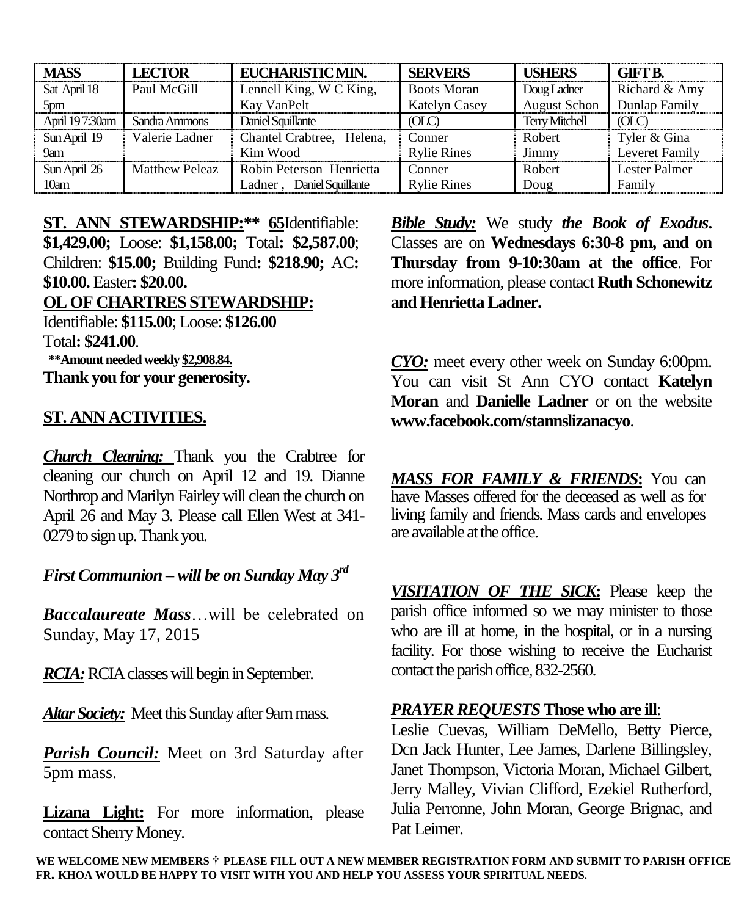| MASS | LECTOR | EUCHARISTIC MIN. | SERVERS | USHERS | GIFT B. |
| --- | --- | --- | --- | --- | --- |
| Sat April 18 5pm | Paul McGill | Lennell King, W C King, Kay VanPelt | Boots Moran Katelyn Casey | Doug Ladner August Schon | Richard & Amy Dunlap Family |
| April 19 7:30am | Sandra Ammons | Daniel Squillante | (OLC) | Terry Mitchell | (OLC) |
| Sun April 19 9am | Valerie Ladner | Chantel Crabtree, Helena, Kim Wood | Conner Rylie Rines | Robert Jimmy | Tyler & Gina Leveret Family |
| Sun April 26 10am | Matthew Peleaz | Robin Peterson Henrietta Ladner , Daniel Squillante | Conner Rylie Rines | Robert Doug | Lester Palmer Family |

**ST. ANN STEWARDSHIP:**** **65**Identifiable: **$1,429.00;** Loose: **$1,158.00;** Total**: $2,587.00**; Children: **$15.00;** Building Fund**: $218.90;** AC**: $10.00.** Easter**: $20.00.**

**OL OF CHARTRES STEWARDSHIP:**

Identifiable: **$115.00**; Loose: **$126.00**
Total**: $241.00**.

****Amount needed weekly $2,908.84.**

**Thank you for your generosity.**

## ST. ANN ACTIVITIES.

***Church Cleaning:*** Thank you the Crabtree for cleaning our church on April 12 and 19. Dianne Northrop and Marilyn Fairley will clean the church on April 26 and May 3. Please call Ellen West at 341-0279 to sign up. Thank you.

***First Communion – will be on Sunday May 3rd***

***Baccalaureate Mass***…will be celebrated on Sunday, May 17, 2015

***RCIA:*** RCIA classes will begin in September.

***Altar Society:*** Meet this Sunday after 9am mass.

***Parish Council:*** Meet on 3rd Saturday after 5pm mass.

**Lizana Light:** For more information, please contact Sherry Money.

***Bible Study:*** We study ***the Book of Exodus.*** Classes are on **Wednesdays 6:30-8 pm, and on Thursday from 9-10:30am at the office**. For more information, please contact **Ruth Schonewitz and Henrietta Ladner.**

***CYO:*** meet every other week on Sunday 6:00pm. You can visit St Ann CYO contact **Katelyn Moran** and **Danielle Ladner** or on the website **www.facebook.com/stannslizanacyo**.

***MASS FOR FAMILY & FRIENDS*:** You can have Masses offered for the deceased as well as for living family and friends. Mass cards and envelopes are available at the office.

***VISITATION OF THE SICK*:** Please keep the parish office informed so we may minister to those who are ill at home, in the hospital, or in a nursing facility. For those wishing to receive the Eucharist contact the parish office, 832-2560.

***PRAYER REQUESTS* Those who are ill**:
Leslie Cuevas, William DeMello, Betty Pierce, Dcn Jack Hunter, Lee James, Darlene Billingsley, Janet Thompson, Victoria Moran, Michael Gilbert, Jerry Malley, Vivian Clifford, Ezekiel Rutherford, Julia Perronne, John Moran, George Brignac, and Pat Leimer.

**WE WELCOME NEW MEMBERS † PLEASE FILL OUT A NEW MEMBER REGISTRATION FORM AND SUBMIT TO PARISH OFFICE FR. KHOA WOULD BE HAPPY TO VISIT WITH YOU AND HELP YOU ASSESS YOUR SPIRITUAL NEEDS.**